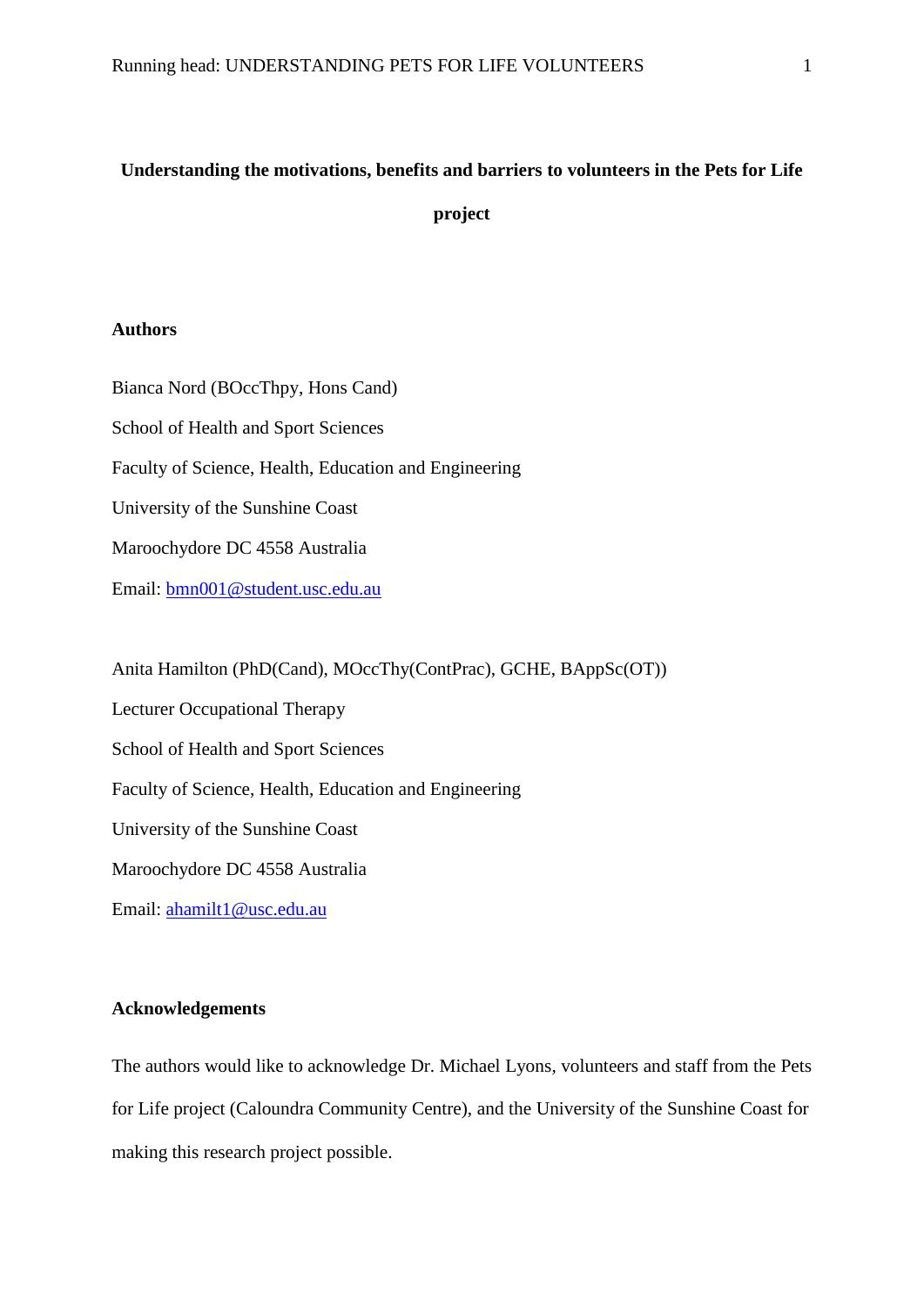# Understanding the motivations, benefits and barriers to volunteers in the Pets for Life project

## Authors

Bianca Nord (BOccThpy, Hons Cand)

School of Health and Sport Sciences

Faculty of Science, Health, Education and Engineering

University of the Sunshine Coast

Maroochydore DC 4558 Australia

Email: bmn001@student.usc.edu.au

Anita Hamilton (PhD(Cand), MOccThy(ContPrac), GCHE, BAppSc(OT))

Lecturer Occupational Therapy

School of Health and Sport Sciences

Faculty of Science, Health, Education and Engineering

University of the Sunshine Coast

Maroochydore DC 4558 Australia

Email: ahamilt1@usc.edu.au

## Acknowledgements

The authors would like to acknowledge Dr. Michael Lyons, volunteers and staff from the Pets for Life project (Caloundra Community Centre), and the University of the Sunshine Coast for making this research project possible.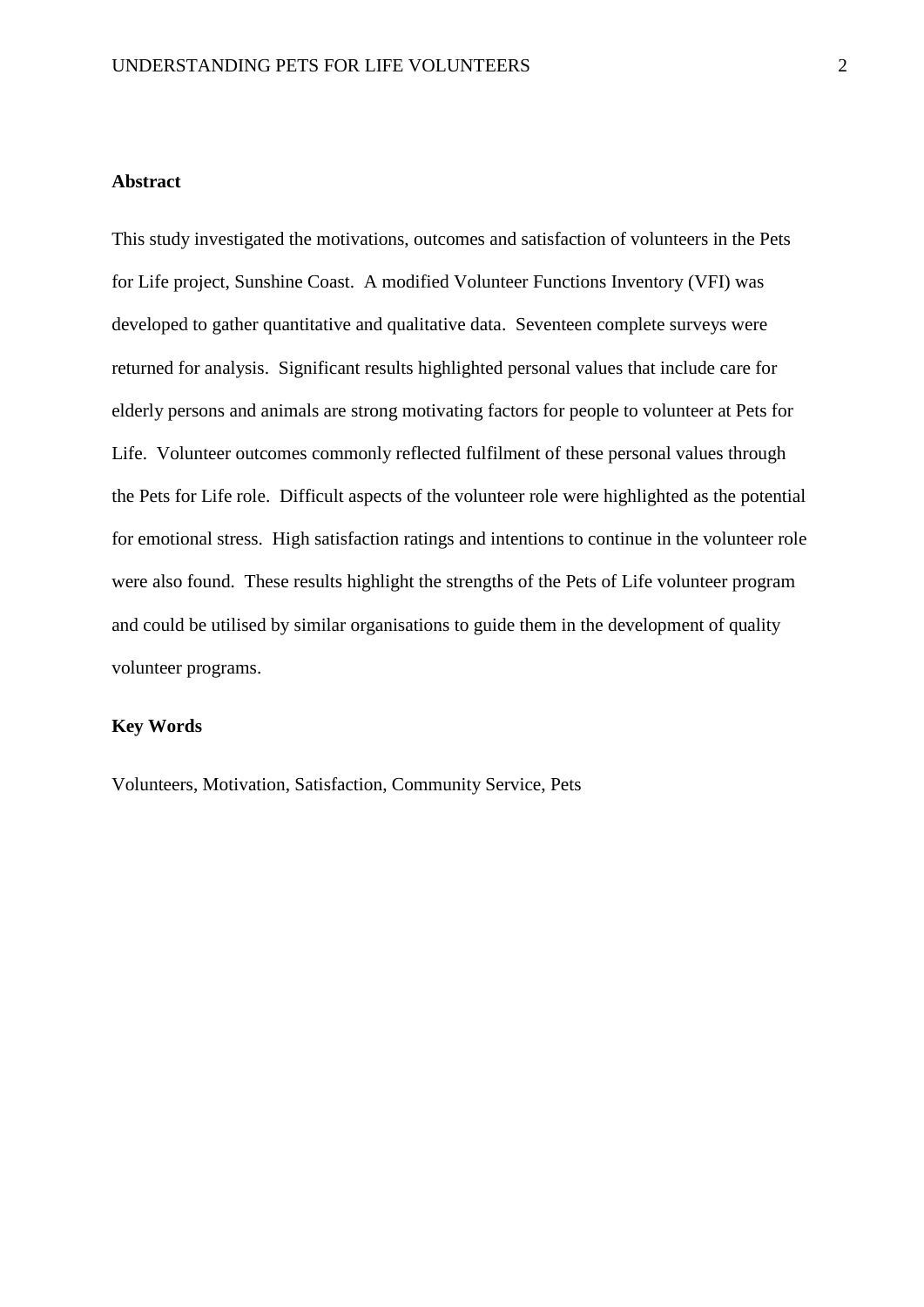**Abstract**

This study investigated the motivations, outcomes and satisfaction of volunteers in the Pets for Life project, Sunshine Coast. A modified Volunteer Functions Inventory (VFI) was developed to gather quantitative and qualitative data. Seventeen complete surveys were returned for analysis. Significant results highlighted personal values that include care for elderly persons and animals are strong motivating factors for people to volunteer at Pets for Life. Volunteer outcomes commonly reflected fulfilment of these personal values through the Pets for Life role. Difficult aspects of the volunteer role were highlighted as the potential for emotional stress. High satisfaction ratings and intentions to continue in the volunteer role were also found. These results highlight the strengths of the Pets of Life volunteer program and could be utilised by similar organisations to guide them in the development of quality volunteer programs.

**Key Words**

Volunteers, Motivation, Satisfaction, Community Service, Pets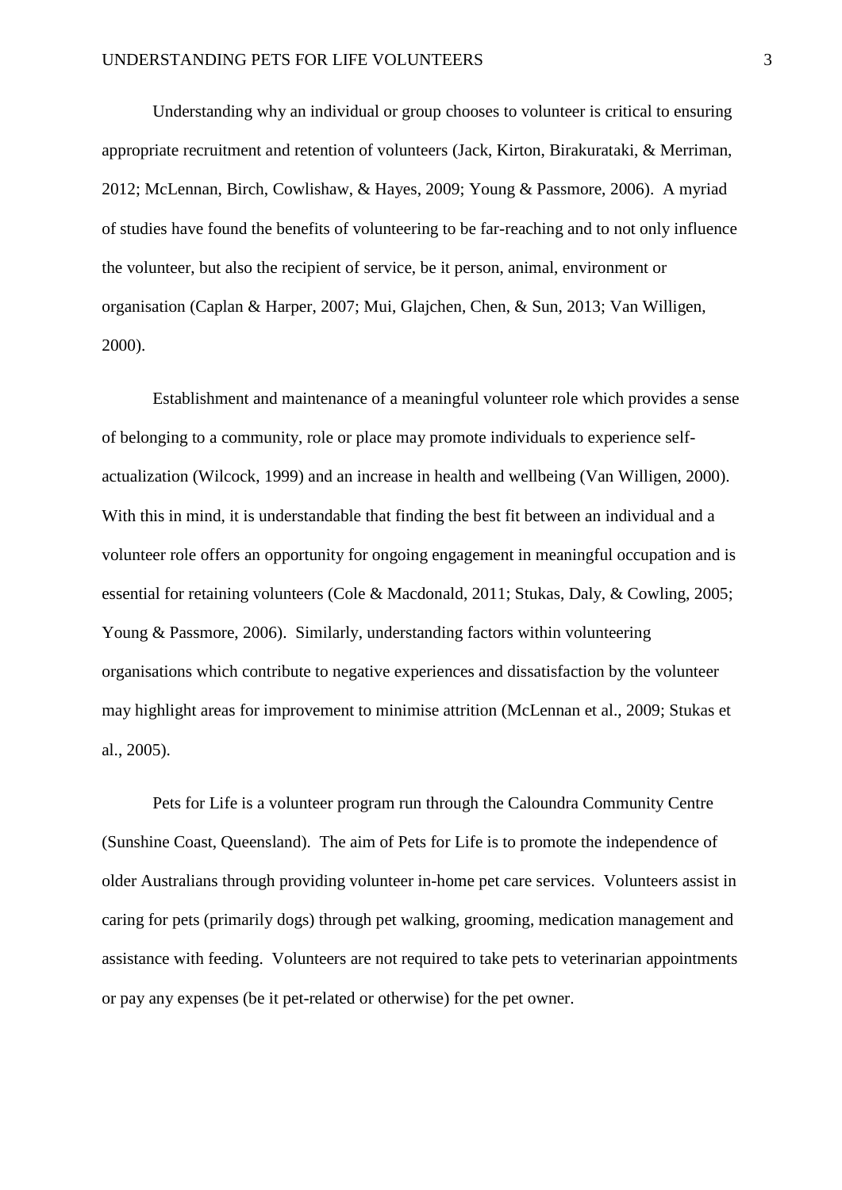Understanding why an individual or group chooses to volunteer is critical to ensuring appropriate recruitment and retention of volunteers (Jack, Kirton, Birakurataki, & Merriman, 2012; McLennan, Birch, Cowlishaw, & Hayes, 2009; Young & Passmore, 2006). A myriad of studies have found the benefits of volunteering to be far-reaching and to not only influence the volunteer, but also the recipient of service, be it person, animal, environment or organisation (Caplan & Harper, 2007; Mui, Glajchen, Chen, & Sun, 2013; Van Willigen, 2000).

Establishment and maintenance of a meaningful volunteer role which provides a sense of belonging to a community, role or place may promote individuals to experience self-actualization (Wilcock, 1999) and an increase in health and wellbeing (Van Willigen, 2000). With this in mind, it is understandable that finding the best fit between an individual and a volunteer role offers an opportunity for ongoing engagement in meaningful occupation and is essential for retaining volunteers (Cole & Macdonald, 2011; Stukas, Daly, & Cowling, 2005; Young & Passmore, 2006). Similarly, understanding factors within volunteering organisations which contribute to negative experiences and dissatisfaction by the volunteer may highlight areas for improvement to minimise attrition (McLennan et al., 2009; Stukas et al., 2005).

Pets for Life is a volunteer program run through the Caloundra Community Centre (Sunshine Coast, Queensland). The aim of Pets for Life is to promote the independence of older Australians through providing volunteer in-home pet care services. Volunteers assist in caring for pets (primarily dogs) through pet walking, grooming, medication management and assistance with feeding. Volunteers are not required to take pets to veterinarian appointments or pay any expenses (be it pet-related or otherwise) for the pet owner.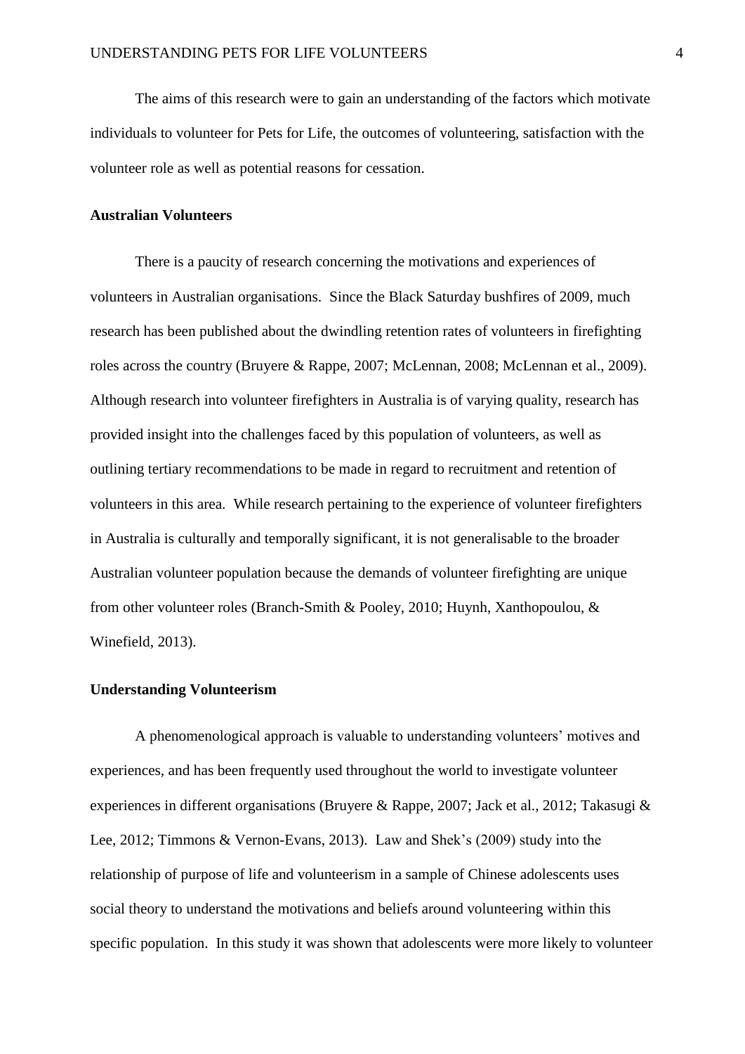The aims of this research were to gain an understanding of the factors which motivate individuals to volunteer for Pets for Life, the outcomes of volunteering, satisfaction with the volunteer role as well as potential reasons for cessation.

## Australian Volunteers

There is a paucity of research concerning the motivations and experiences of volunteers in Australian organisations. Since the Black Saturday bushfires of 2009, much research has been published about the dwindling retention rates of volunteers in firefighting roles across the country (Bruyere & Rappe, 2007; McLennan, 2008; McLennan et al., 2009). Although research into volunteer firefighters in Australia is of varying quality, research has provided insight into the challenges faced by this population of volunteers, as well as outlining tertiary recommendations to be made in regard to recruitment and retention of volunteers in this area. While research pertaining to the experience of volunteer firefighters in Australia is culturally and temporally significant, it is not generalisable to the broader Australian volunteer population because the demands of volunteer firefighting are unique from other volunteer roles (Branch-Smith & Pooley, 2010; Huynh, Xanthopoulou, & Winefield, 2013).

## Understanding Volunteerism

A phenomenological approach is valuable to understanding volunteers' motives and experiences, and has been frequently used throughout the world to investigate volunteer experiences in different organisations (Bruyere & Rappe, 2007; Jack et al., 2012; Takasugi & Lee, 2012; Timmons & Vernon-Evans, 2013). Law and Shek's (2009) study into the relationship of purpose of life and volunteerism in a sample of Chinese adolescents uses social theory to understand the motivations and beliefs around volunteering within this specific population. In this study it was shown that adolescents were more likely to volunteer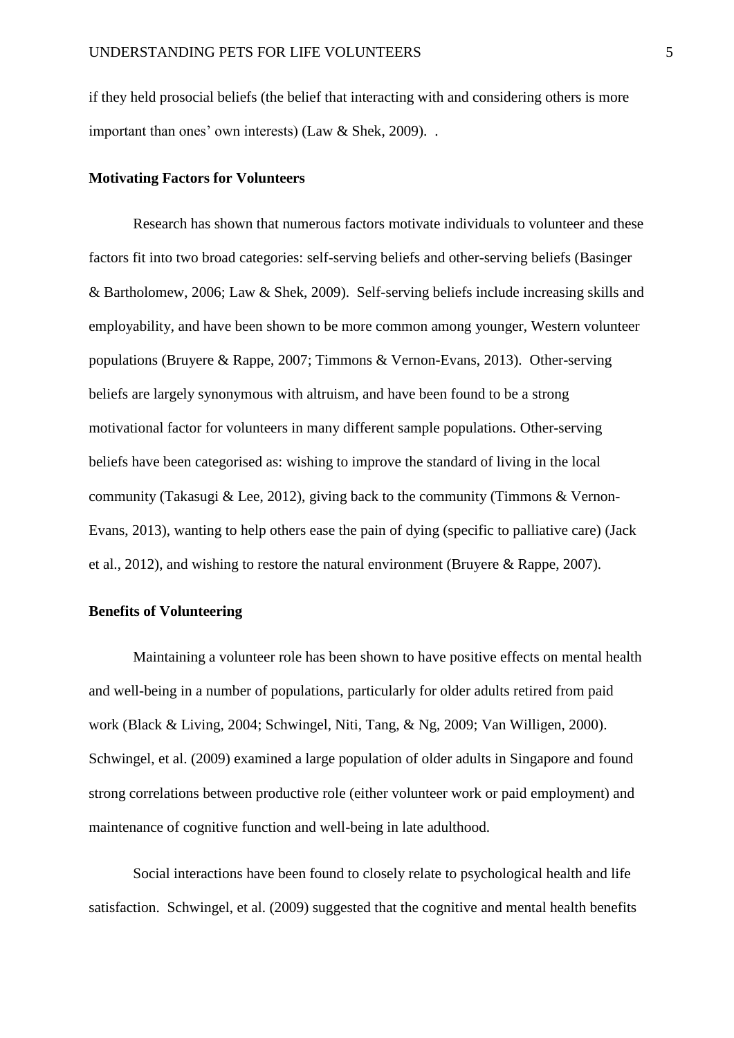if they held prosocial beliefs (the belief that interacting with and considering others is more important than ones' own interests) (Law & Shek, 2009). .

**Motivating Factors for Volunteers**

Research has shown that numerous factors motivate individuals to volunteer and these factors fit into two broad categories: self-serving beliefs and other-serving beliefs (Basinger & Bartholomew, 2006; Law & Shek, 2009). Self-serving beliefs include increasing skills and employability, and have been shown to be more common among younger, Western volunteer populations (Bruyere & Rappe, 2007; Timmons & Vernon-Evans, 2013). Other-serving beliefs are largely synonymous with altruism, and have been found to be a strong motivational factor for volunteers in many different sample populations. Other-serving beliefs have been categorised as: wishing to improve the standard of living in the local community (Takasugi & Lee, 2012), giving back to the community (Timmons & Vernon-Evans, 2013), wanting to help others ease the pain of dying (specific to palliative care) (Jack et al., 2012), and wishing to restore the natural environment (Bruyere & Rappe, 2007).

**Benefits of Volunteering**

Maintaining a volunteer role has been shown to have positive effects on mental health and well-being in a number of populations, particularly for older adults retired from paid work (Black & Living, 2004; Schwingel, Niti, Tang, & Ng, 2009; Van Willigen, 2000). Schwingel, et al. (2009) examined a large population of older adults in Singapore and found strong correlations between productive role (either volunteer work or paid employment) and maintenance of cognitive function and well-being in late adulthood.

Social interactions have been found to closely relate to psychological health and life satisfaction. Schwingel, et al. (2009) suggested that the cognitive and mental health benefits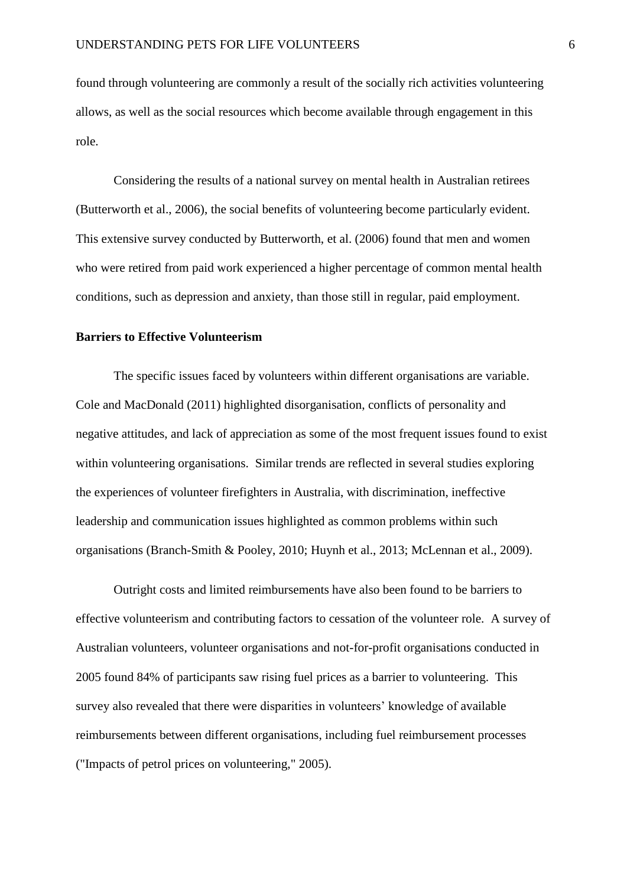found through volunteering are commonly a result of the socially rich activities volunteering allows, as well as the social resources which become available through engagement in this role.

Considering the results of a national survey on mental health in Australian retirees (Butterworth et al., 2006), the social benefits of volunteering become particularly evident. This extensive survey conducted by Butterworth, et al. (2006) found that men and women who were retired from paid work experienced a higher percentage of common mental health conditions, such as depression and anxiety, than those still in regular, paid employment.

**Barriers to Effective Volunteerism**

The specific issues faced by volunteers within different organisations are variable. Cole and MacDonald (2011) highlighted disorganisation, conflicts of personality and negative attitudes, and lack of appreciation as some of the most frequent issues found to exist within volunteering organisations. Similar trends are reflected in several studies exploring the experiences of volunteer firefighters in Australia, with discrimination, ineffective leadership and communication issues highlighted as common problems within such organisations (Branch-Smith & Pooley, 2010; Huynh et al., 2013; McLennan et al., 2009).

Outright costs and limited reimbursements have also been found to be barriers to effective volunteerism and contributing factors to cessation of the volunteer role. A survey of Australian volunteers, volunteer organisations and not-for-profit organisations conducted in 2005 found 84% of participants saw rising fuel prices as a barrier to volunteering. This survey also revealed that there were disparities in volunteers' knowledge of available reimbursements between different organisations, including fuel reimbursement processes ("Impacts of petrol prices on volunteering," 2005).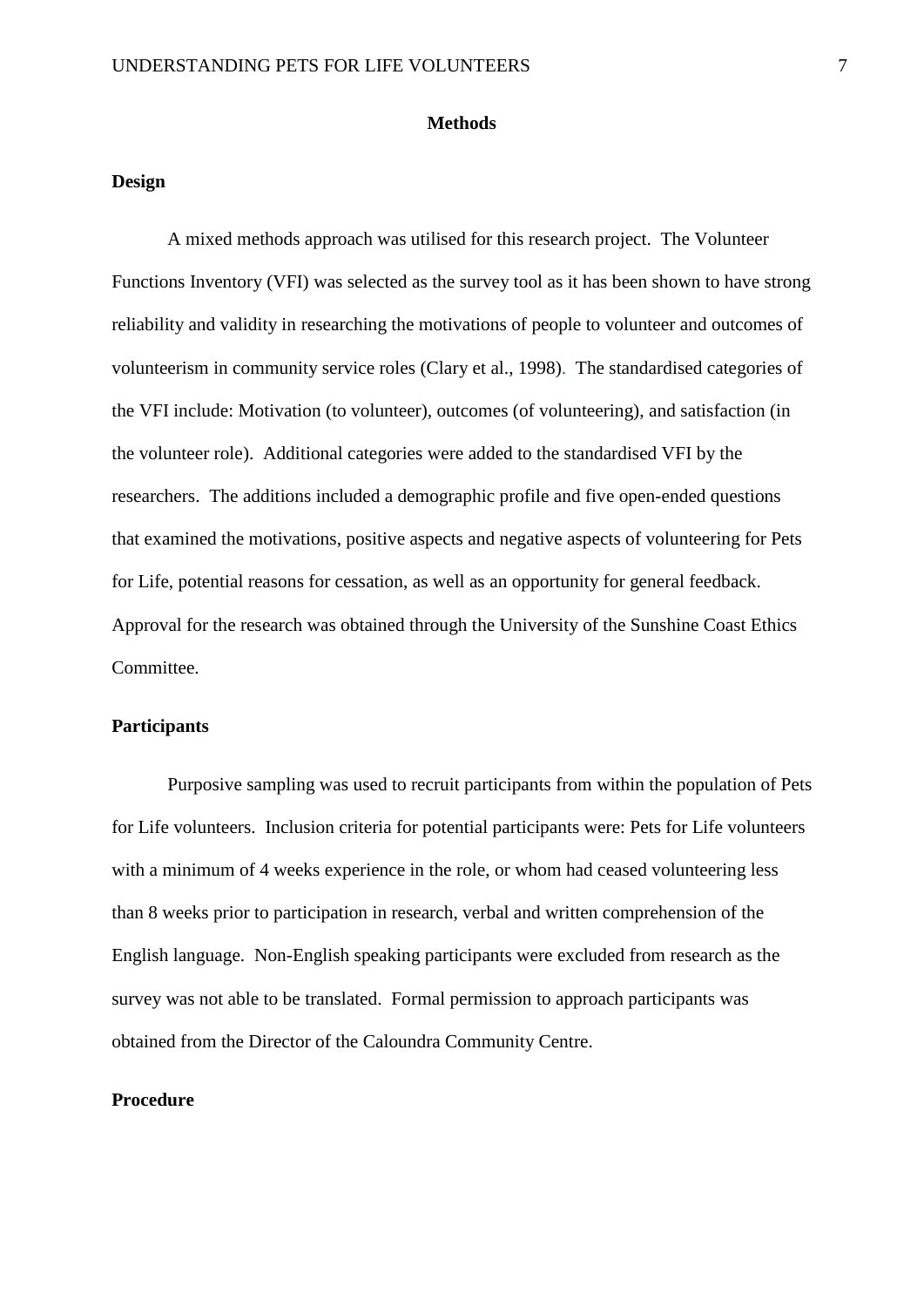# Methods

## Design

A mixed methods approach was utilised for this research project. The Volunteer Functions Inventory (VFI) was selected as the survey tool as it has been shown to have strong reliability and validity in researching the motivations of people to volunteer and outcomes of volunteerism in community service roles (Clary et al., 1998). The standardised categories of the VFI include: Motivation (to volunteer), outcomes (of volunteering), and satisfaction (in the volunteer role). Additional categories were added to the standardised VFI by the researchers. The additions included a demographic profile and five open-ended questions that examined the motivations, positive aspects and negative aspects of volunteering for Pets for Life, potential reasons for cessation, as well as an opportunity for general feedback. Approval for the research was obtained through the University of the Sunshine Coast Ethics Committee.

## Participants

Purposive sampling was used to recruit participants from within the population of Pets for Life volunteers. Inclusion criteria for potential participants were: Pets for Life volunteers with a minimum of 4 weeks experience in the role, or whom had ceased volunteering less than 8 weeks prior to participation in research, verbal and written comprehension of the English language. Non-English speaking participants were excluded from research as the survey was not able to be translated. Formal permission to approach participants was obtained from the Director of the Caloundra Community Centre.

## Procedure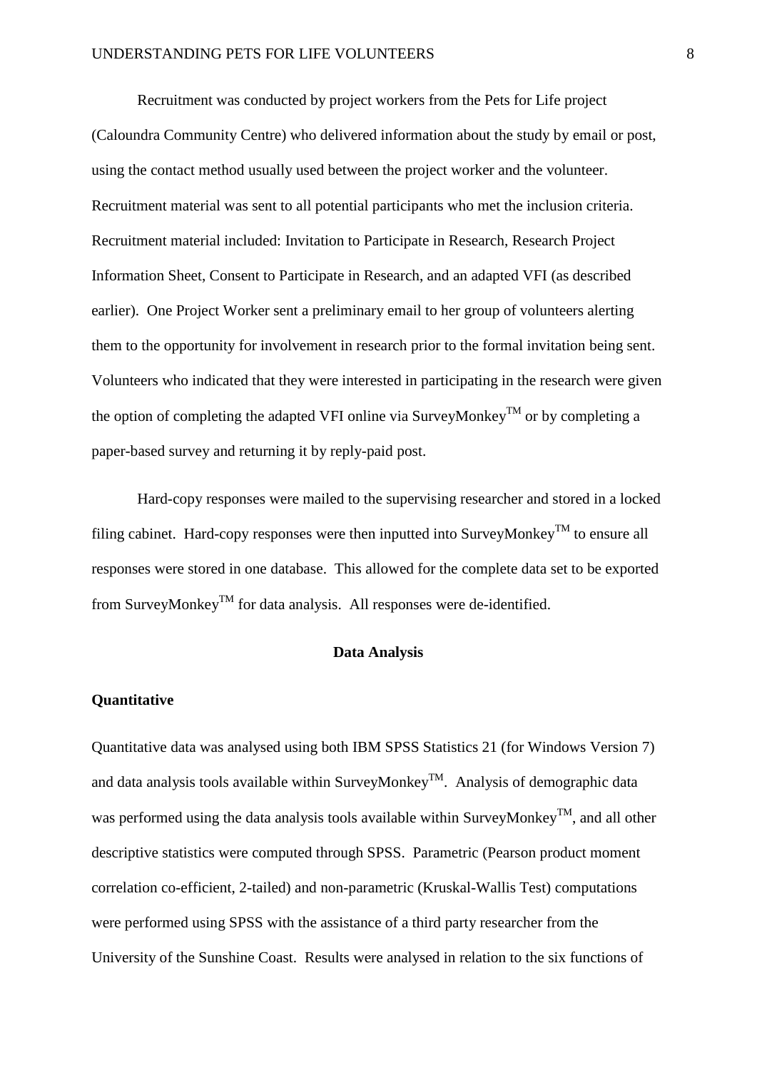Recruitment was conducted by project workers from the Pets for Life project (Caloundra Community Centre) who delivered information about the study by email or post, using the contact method usually used between the project worker and the volunteer. Recruitment material was sent to all potential participants who met the inclusion criteria. Recruitment material included: Invitation to Participate in Research, Research Project Information Sheet, Consent to Participate in Research, and an adapted VFI (as described earlier). One Project Worker sent a preliminary email to her group of volunteers alerting them to the opportunity for involvement in research prior to the formal invitation being sent. Volunteers who indicated that they were interested in participating in the research were given the option of completing the adapted VFI online via SurveyMonkey™ or by completing a paper-based survey and returning it by reply-paid post.

Hard-copy responses were mailed to the supervising researcher and stored in a locked filing cabinet. Hard-copy responses were then inputted into SurveyMonkey™ to ensure all responses were stored in one database. This allowed for the complete data set to be exported from SurveyMonkey™ for data analysis. All responses were de-identified.

## Data Analysis

### Quantitative

Quantitative data was analysed using both IBM SPSS Statistics 21 (for Windows Version 7) and data analysis tools available within SurveyMonkey™. Analysis of demographic data was performed using the data analysis tools available within SurveyMonkey™, and all other descriptive statistics were computed through SPSS. Parametric (Pearson product moment correlation co-efficient, 2-tailed) and non-parametric (Kruskal-Wallis Test) computations were performed using SPSS with the assistance of a third party researcher from the University of the Sunshine Coast. Results were analysed in relation to the six functions of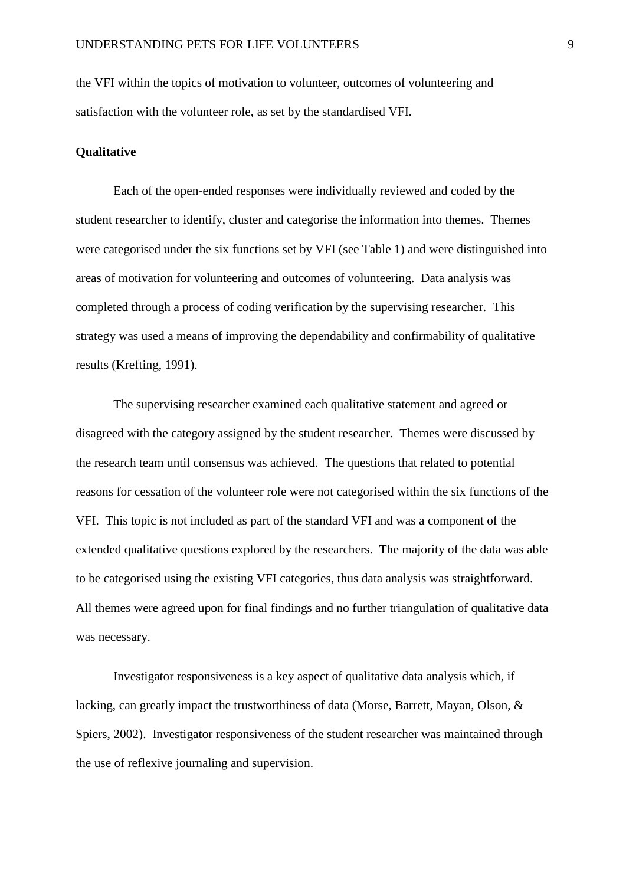the VFI within the topics of motivation to volunteer, outcomes of volunteering and satisfaction with the volunteer role, as set by the standardised VFI.

**Qualitative**

Each of the open-ended responses were individually reviewed and coded by the student researcher to identify, cluster and categorise the information into themes. Themes were categorised under the six functions set by VFI (see Table 1) and were distinguished into areas of motivation for volunteering and outcomes of volunteering. Data analysis was completed through a process of coding verification by the supervising researcher. This strategy was used a means of improving the dependability and confirmability of qualitative results (Krefting, 1991).

The supervising researcher examined each qualitative statement and agreed or disagreed with the category assigned by the student researcher. Themes were discussed by the research team until consensus was achieved. The questions that related to potential reasons for cessation of the volunteer role were not categorised within the six functions of the VFI. This topic is not included as part of the standard VFI and was a component of the extended qualitative questions explored by the researchers. The majority of the data was able to be categorised using the existing VFI categories, thus data analysis was straightforward. All themes were agreed upon for final findings and no further triangulation of qualitative data was necessary.

Investigator responsiveness is a key aspect of qualitative data analysis which, if lacking, can greatly impact the trustworthiness of data (Morse, Barrett, Mayan, Olson, & Spiers, 2002). Investigator responsiveness of the student researcher was maintained through the use of reflexive journaling and supervision.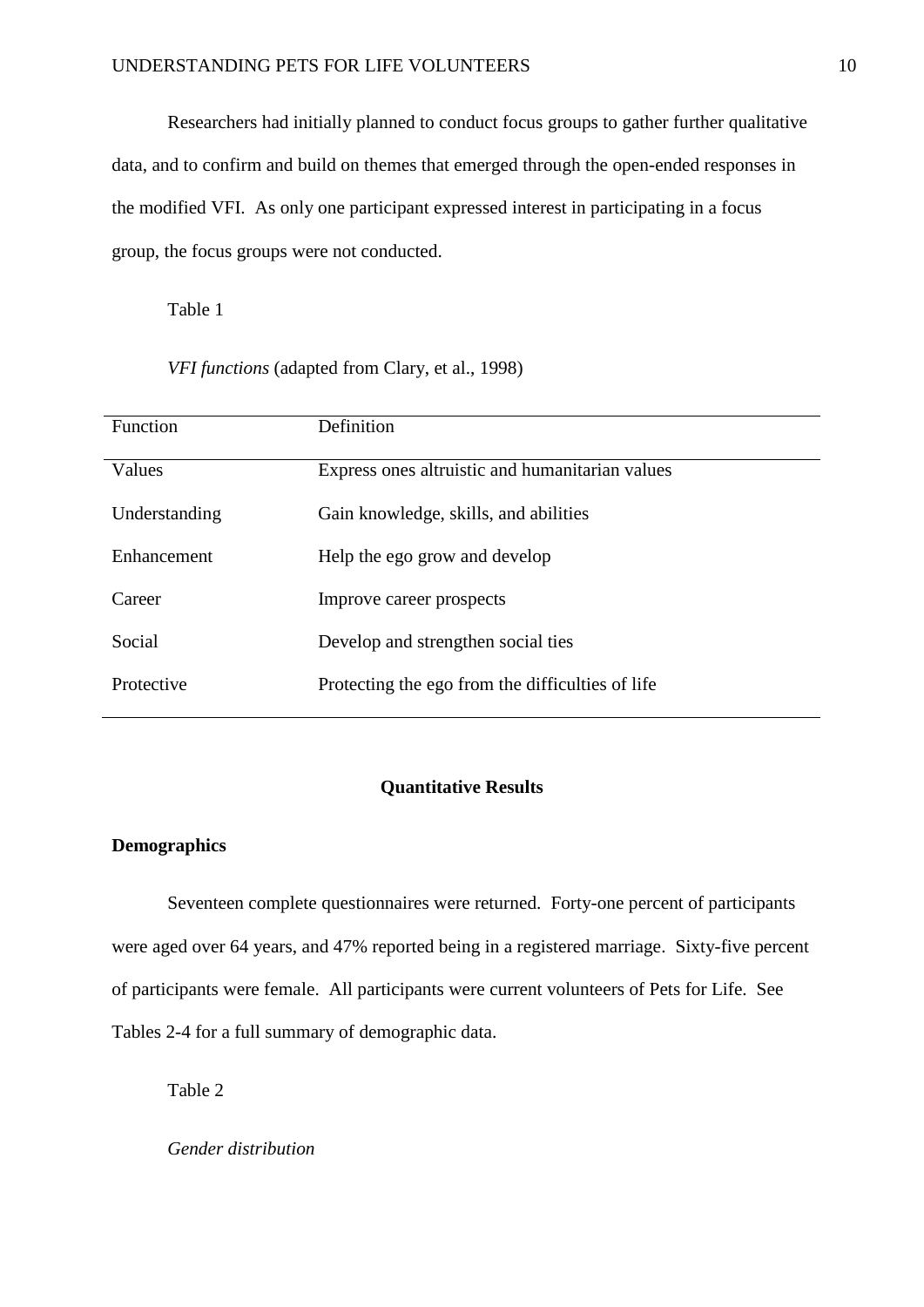Researchers had initially planned to conduct focus groups to gather further qualitative data, and to confirm and build on themes that emerged through the open-ended responses in the modified VFI. As only one participant expressed interest in participating in a focus group, the focus groups were not conducted.

Table 1

*VFI functions* (adapted from Clary, et al., 1998)

| Function | Definition |
| --- | --- |
| Values | Express ones altruistic and humanitarian values |
| Understanding | Gain knowledge, skills, and abilities |
| Enhancement | Help the ego grow and develop |
| Career | Improve career prospects |
| Social | Develop and strengthen social ties |
| Protective | Protecting the ego from the difficulties of life |

## Quantitative Results

### Demographics

Seventeen complete questionnaires were returned. Forty-one percent of participants were aged over 64 years, and 47% reported being in a registered marriage. Sixty-five percent of participants were female. All participants were current volunteers of Pets for Life. See Tables 2-4 for a full summary of demographic data.

Table 2

*Gender distribution*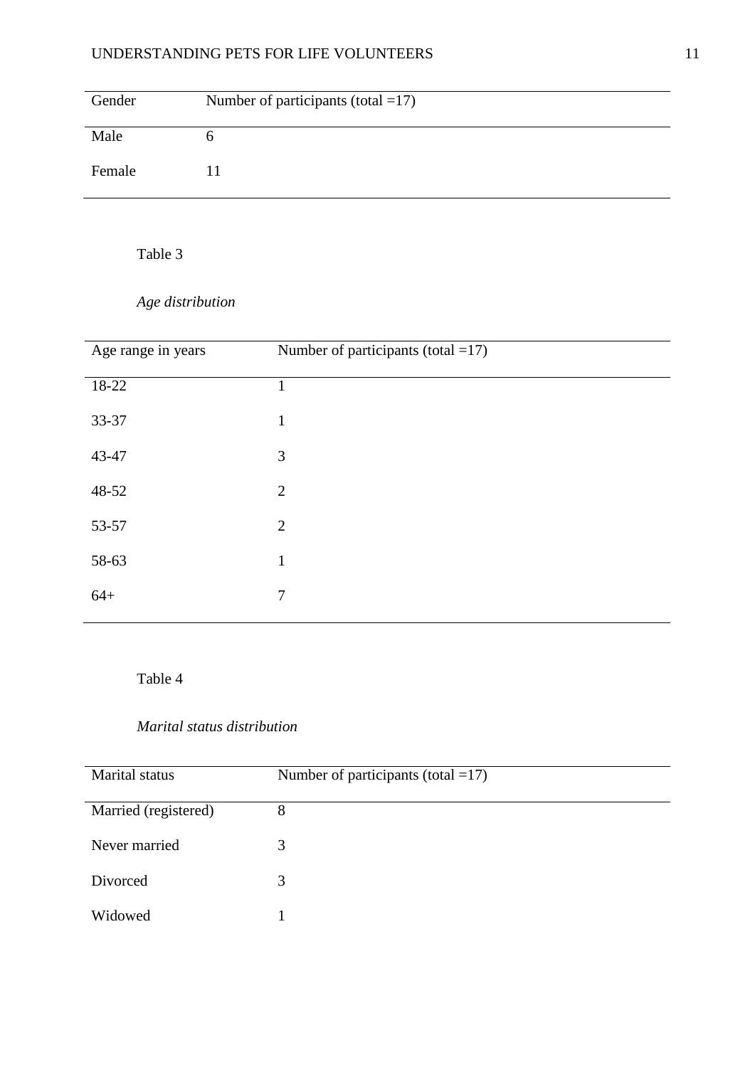| Gender | Number of participants (total =17) |
|---|---|
| Male | 6 |
| Female | 11 |

Table 3

*Age distribution*

| Age range in years | Number of participants (total =17) |
|---|---|
| 18-22 | 1 |
| 33-37 | 1 |
| 43-47 | 3 |
| 48-52 | 2 |
| 53-57 | 2 |
| 58-63 | 1 |
| 64+ | 7 |

Table 4

*Marital status distribution*

| Marital status | Number of participants (total =17) |
|---|---|
| Married (registered) | 8 |
| Never married | 3 |
| Divorced | 3 |
| Widowed | 1 |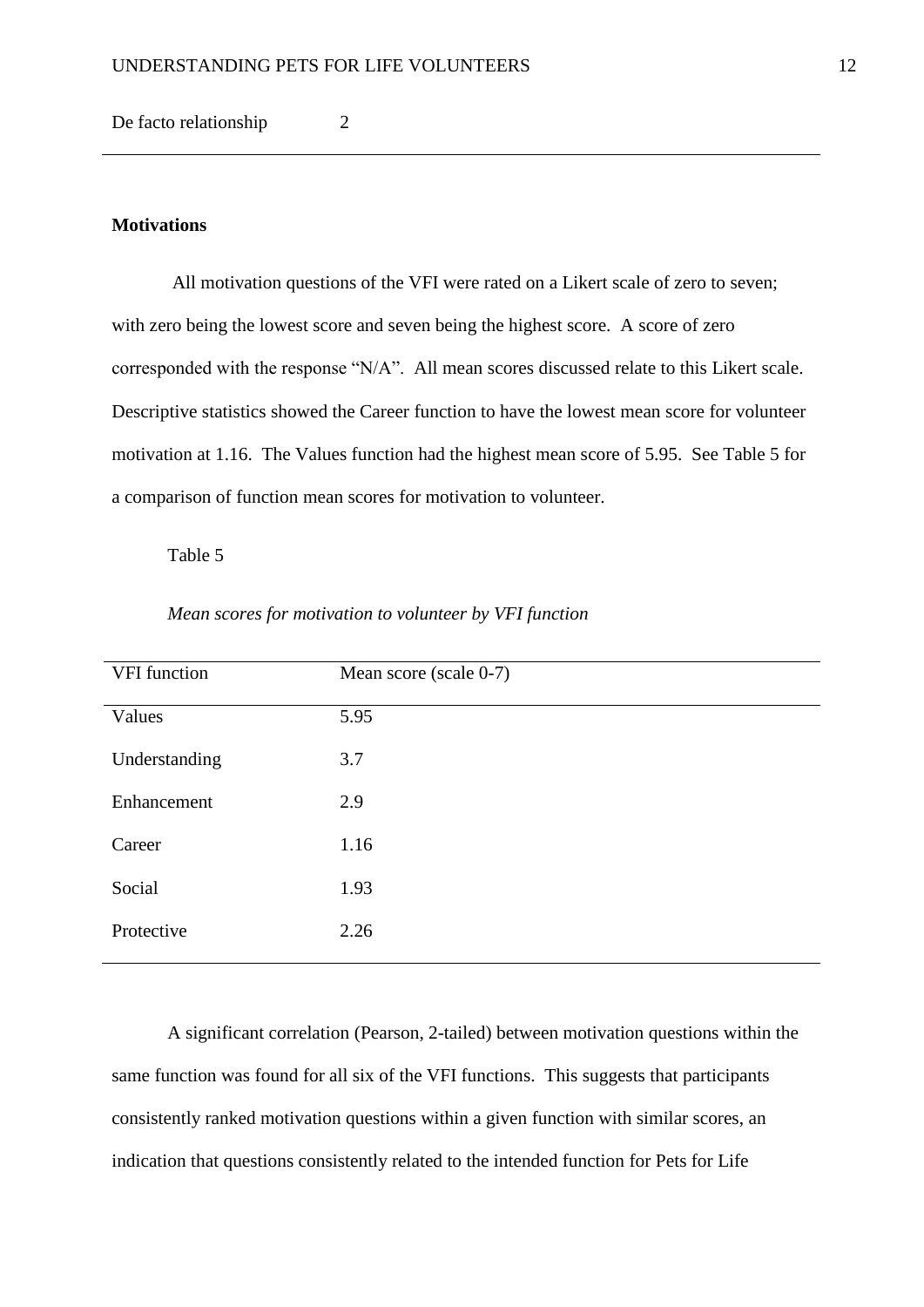| De facto relationship | 2 |
|---|---|

**Motivations**

All motivation questions of the VFI were rated on a Likert scale of zero to seven; with zero being the lowest score and seven being the highest score. A score of zero corresponded with the response "N/A". All mean scores discussed relate to this Likert scale. Descriptive statistics showed the Career function to have the lowest mean score for volunteer motivation at 1.16. The Values function had the highest mean score of 5.95. See Table 5 for a comparison of function mean scores for motivation to volunteer.

Table 5

*Mean scores for motivation to volunteer by VFI function*

| VFI function | Mean score (scale 0-7) |
|---|---|
| Values | 5.95 |
| Understanding | 3.7 |
| Enhancement | 2.9 |
| Career | 1.16 |
| Social | 1.93 |
| Protective | 2.26 |

A significant correlation (Pearson, 2-tailed) between motivation questions within the same function was found for all six of the VFI functions. This suggests that participants consistently ranked motivation questions within a given function with similar scores, an indication that questions consistently related to the intended function for Pets for Life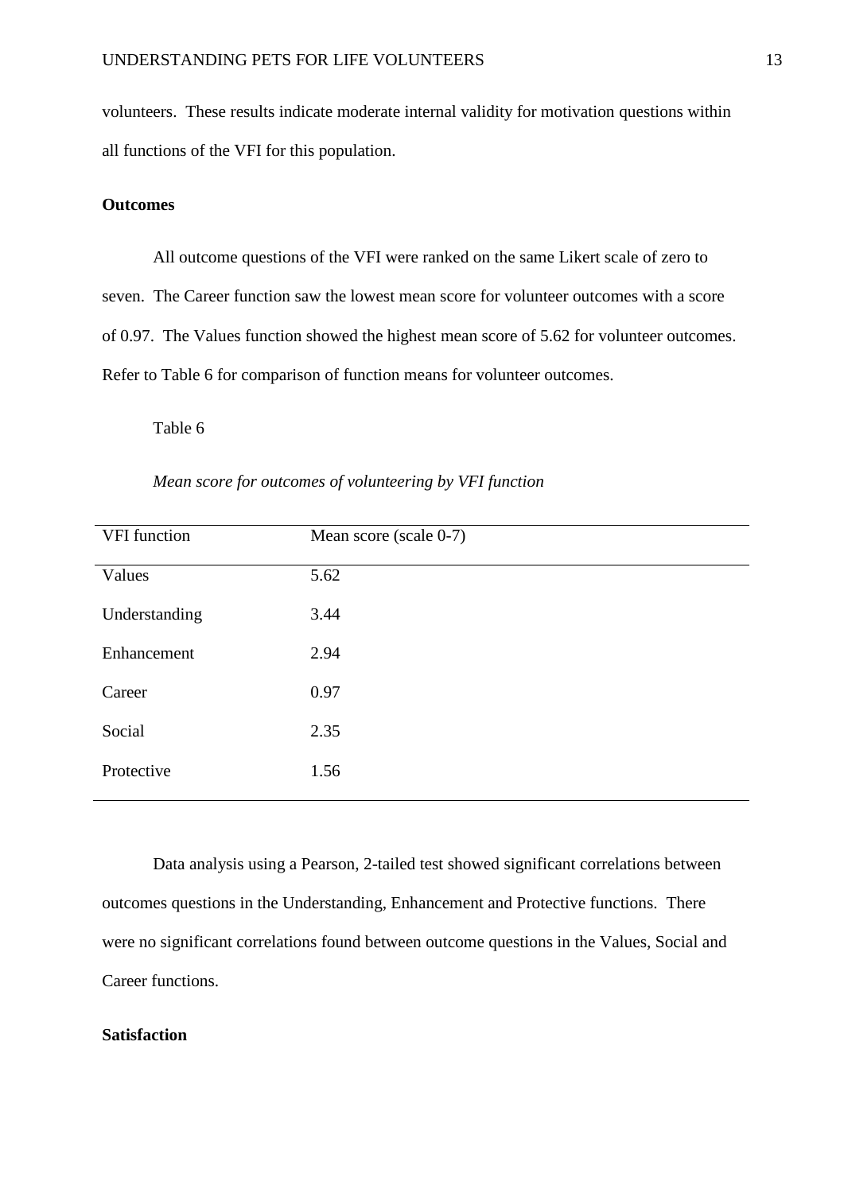volunteers. These results indicate moderate internal validity for motivation questions within all functions of the VFI for this population.

**Outcomes**

All outcome questions of the VFI were ranked on the same Likert scale of zero to seven. The Career function saw the lowest mean score for volunteer outcomes with a score of 0.97. The Values function showed the highest mean score of 5.62 for volunteer outcomes. Refer to Table 6 for comparison of function means for volunteer outcomes.

Table 6

*Mean score for outcomes of volunteering by VFI function*

| VFI function | Mean score (scale 0-7) |
|---|---|
| Values | 5.62 |
| Understanding | 3.44 |
| Enhancement | 2.94 |
| Career | 0.97 |
| Social | 2.35 |
| Protective | 1.56 |

Data analysis using a Pearson, 2-tailed test showed significant correlations between outcomes questions in the Understanding, Enhancement and Protective functions. There were no significant correlations found between outcome questions in the Values, Social and Career functions.

**Satisfaction**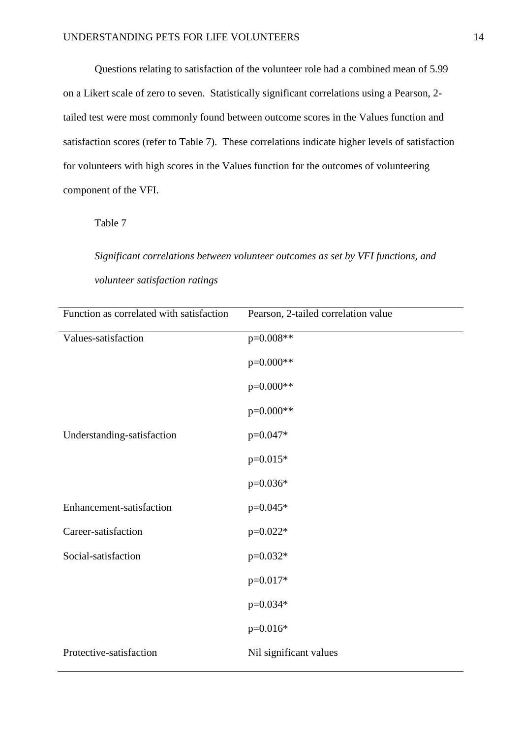Questions relating to satisfaction of the volunteer role had a combined mean of 5.99 on a Likert scale of zero to seven. Statistically significant correlations using a Pearson, 2-tailed test were most commonly found between outcome scores in the Values function and satisfaction scores (refer to Table 7). These correlations indicate higher levels of satisfaction for volunteers with high scores in the Values function for the outcomes of volunteering component of the VFI.

Table 7

*Significant correlations between volunteer outcomes as set by VFI functions, and volunteer satisfaction ratings*

| Function as correlated with satisfaction | Pearson, 2-tailed correlation value |
|---|---|
| Values-satisfaction | p=0.008** |
| | p=0.000** |
| | p=0.000** |
| | p=0.000** |
| Understanding-satisfaction | p=0.047* |
| | p=0.015* |
| | p=0.036* |
| Enhancement-satisfaction | p=0.045* |
| Career-satisfaction | p=0.022* |
| Social-satisfaction | p=0.032* |
| | p=0.017* |
| | p=0.034* |
| | p=0.016* |
| Protective-satisfaction | Nil significant values |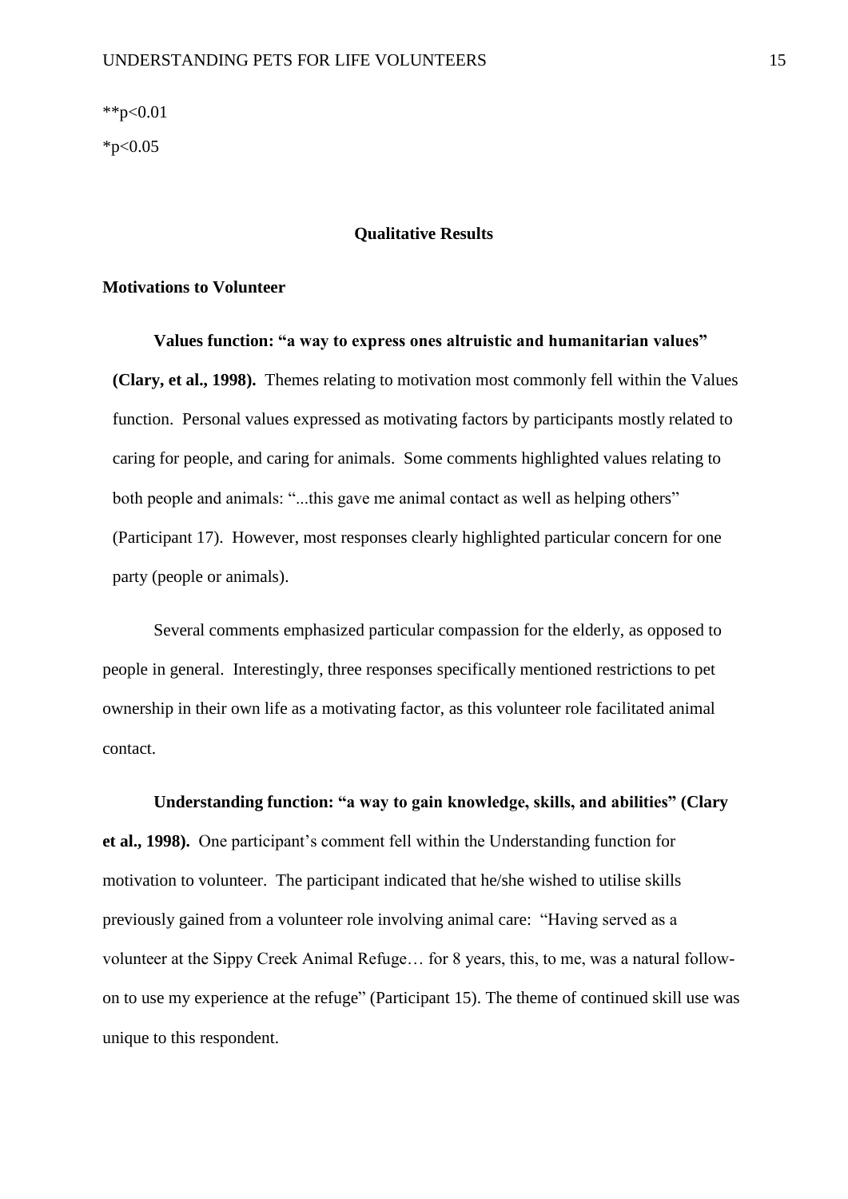**p<0.01

*p<0.05

## Qualitative Results

### Motivations to Volunteer

**Values function: "a way to express ones altruistic and humanitarian values" (Clary, et al., 1998).** Themes relating to motivation most commonly fell within the Values function. Personal values expressed as motivating factors by participants mostly related to caring for people, and caring for animals. Some comments highlighted values relating to both people and animals: "...this gave me animal contact as well as helping others" (Participant 17). However, most responses clearly highlighted particular concern for one party (people or animals).

Several comments emphasized particular compassion for the elderly, as opposed to people in general. Interestingly, three responses specifically mentioned restrictions to pet ownership in their own life as a motivating factor, as this volunteer role facilitated animal contact.

**Understanding function: "a way to gain knowledge, skills, and abilities" (Clary et al., 1998).** One participant's comment fell within the Understanding function for motivation to volunteer. The participant indicated that he/she wished to utilise skills previously gained from a volunteer role involving animal care: "Having served as a volunteer at the Sippy Creek Animal Refuge… for 8 years, this, to me, was a natural follow-on to use my experience at the refuge" (Participant 15). The theme of continued skill use was unique to this respondent.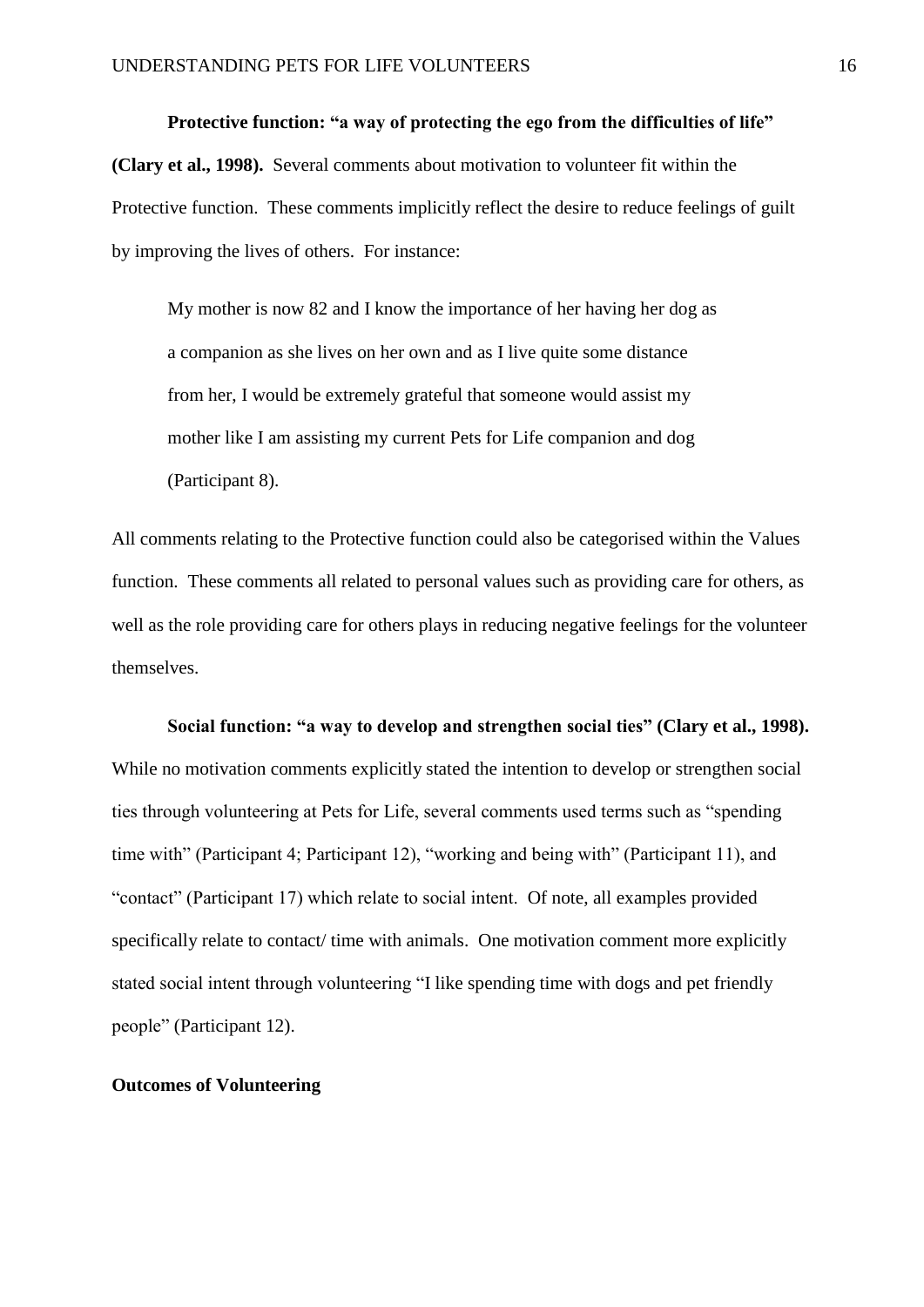**Protective function: "a way of protecting the ego from the difficulties of life" (Clary et al., 1998).** Several comments about motivation to volunteer fit within the Protective function. These comments implicitly reflect the desire to reduce feelings of guilt by improving the lives of others. For instance:

> My mother is now 82 and I know the importance of her having her dog as a companion as she lives on her own and as I live quite some distance from her, I would be extremely grateful that someone would assist my mother like I am assisting my current Pets for Life companion and dog (Participant 8).

All comments relating to the Protective function could also be categorised within the Values function. These comments all related to personal values such as providing care for others, as well as the role providing care for others plays in reducing negative feelings for the volunteer themselves.

**Social function: "a way to develop and strengthen social ties" (Clary et al., 1998).** While no motivation comments explicitly stated the intention to develop or strengthen social ties through volunteering at Pets for Life, several comments used terms such as "spending time with" (Participant 4; Participant 12), "working and being with" (Participant 11), and "contact" (Participant 17) which relate to social intent. Of note, all examples provided specifically relate to contact/ time with animals. One motivation comment more explicitly stated social intent through volunteering "I like spending time with dogs and pet friendly people" (Participant 12).

**Outcomes of Volunteering**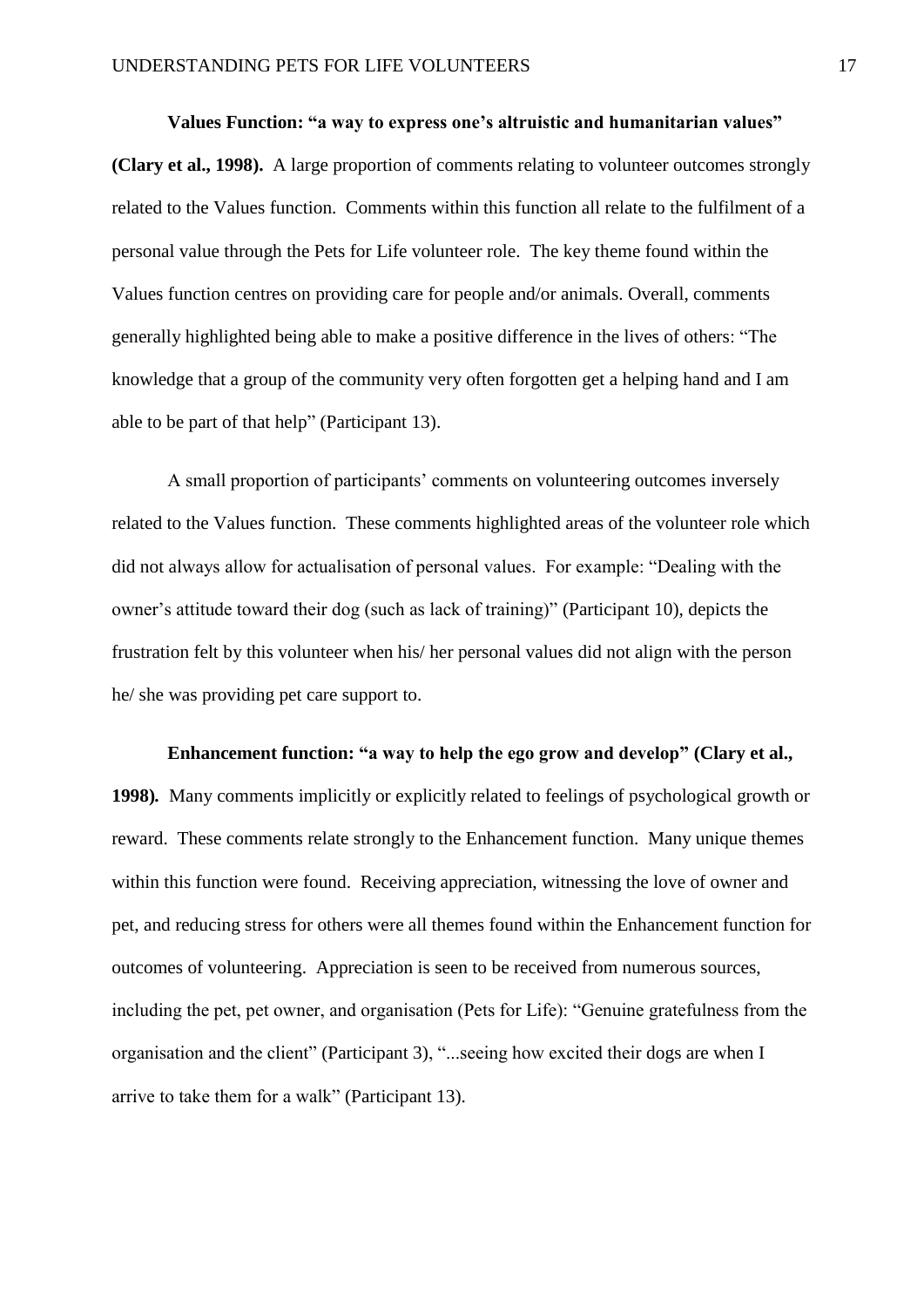**Values Function: "a way to express one's altruistic and humanitarian values" (Clary et al., 1998).** A large proportion of comments relating to volunteer outcomes strongly related to the Values function. Comments within this function all relate to the fulfilment of a personal value through the Pets for Life volunteer role. The key theme found within the Values function centres on providing care for people and/or animals. Overall, comments generally highlighted being able to make a positive difference in the lives of others: "The knowledge that a group of the community very often forgotten get a helping hand and I am able to be part of that help" (Participant 13).

A small proportion of participants' comments on volunteering outcomes inversely related to the Values function. These comments highlighted areas of the volunteer role which did not always allow for actualisation of personal values. For example: "Dealing with the owner's attitude toward their dog (such as lack of training)" (Participant 10), depicts the frustration felt by this volunteer when his/ her personal values did not align with the person he/ she was providing pet care support to.

**Enhancement function: "a way to help the ego grow and develop" (Clary et al., 1998).** Many comments implicitly or explicitly related to feelings of psychological growth or reward. These comments relate strongly to the Enhancement function. Many unique themes within this function were found. Receiving appreciation, witnessing the love of owner and pet, and reducing stress for others were all themes found within the Enhancement function for outcomes of volunteering. Appreciation is seen to be received from numerous sources, including the pet, pet owner, and organisation (Pets for Life): "Genuine gratefulness from the organisation and the client" (Participant 3), "...seeing how excited their dogs are when I arrive to take them for a walk" (Participant 13).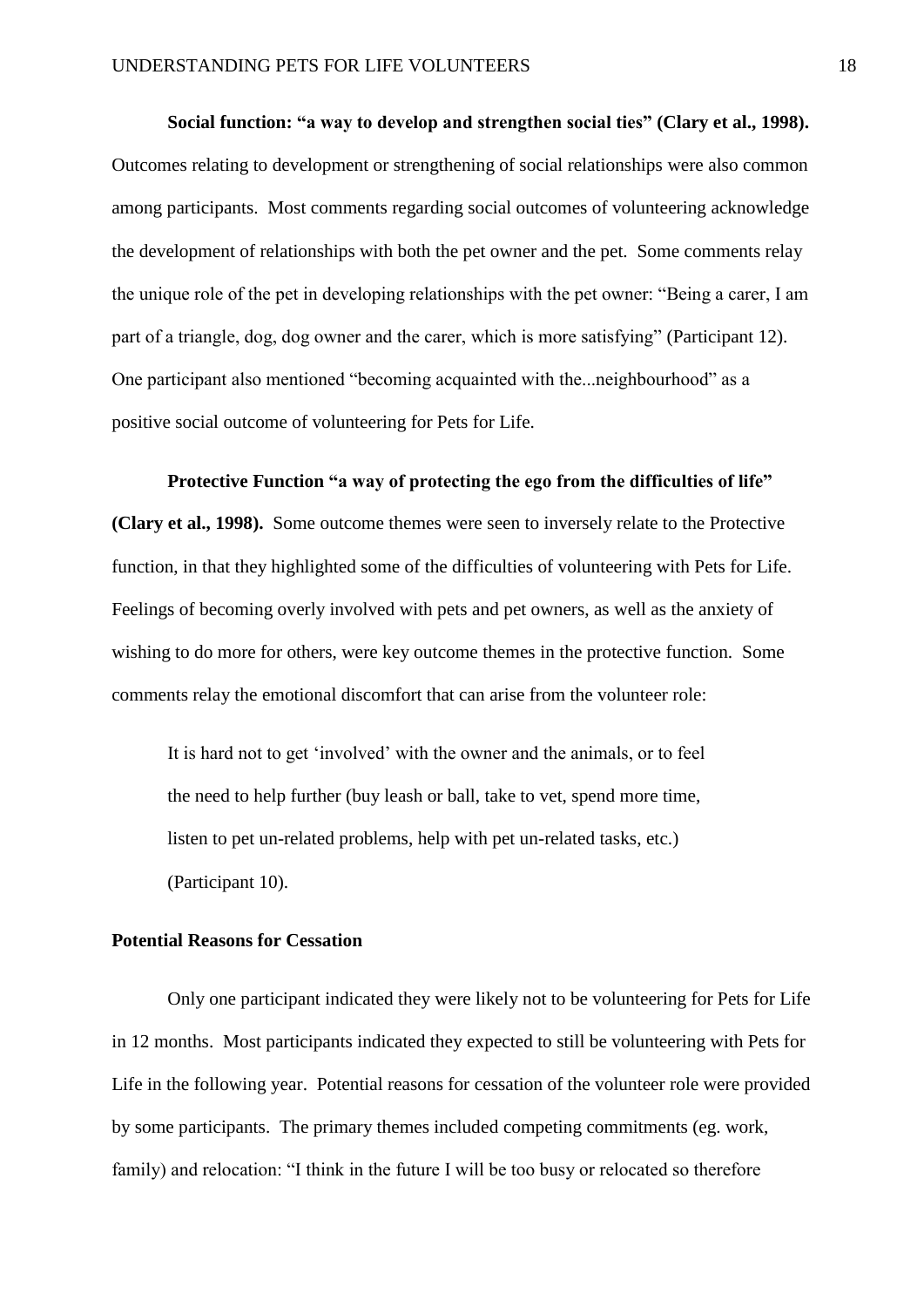**Social function: "a way to develop and strengthen social ties" (Clary et al., 1998).** Outcomes relating to development or strengthening of social relationships were also common among participants. Most comments regarding social outcomes of volunteering acknowledge the development of relationships with both the pet owner and the pet. Some comments relay the unique role of the pet in developing relationships with the pet owner: "Being a carer, I am part of a triangle, dog, dog owner and the carer, which is more satisfying" (Participant 12). One participant also mentioned "becoming acquainted with the...neighbourhood" as a positive social outcome of volunteering for Pets for Life.

**Protective Function "a way of protecting the ego from the difficulties of life" (Clary et al., 1998).** Some outcome themes were seen to inversely relate to the Protective function, in that they highlighted some of the difficulties of volunteering with Pets for Life. Feelings of becoming overly involved with pets and pet owners, as well as the anxiety of wishing to do more for others, were key outcome themes in the protective function. Some comments relay the emotional discomfort that can arise from the volunteer role:

> It is hard not to get 'involved' with the owner and the animals, or to feel the need to help further (buy leash or ball, take to vet, spend more time, listen to pet un-related problems, help with pet un-related tasks, etc.) (Participant 10).

## Potential Reasons for Cessation

Only one participant indicated they were likely not to be volunteering for Pets for Life in 12 months. Most participants indicated they expected to still be volunteering with Pets for Life in the following year. Potential reasons for cessation of the volunteer role were provided by some participants. The primary themes included competing commitments (eg. work, family) and relocation: "I think in the future I will be too busy or relocated so therefore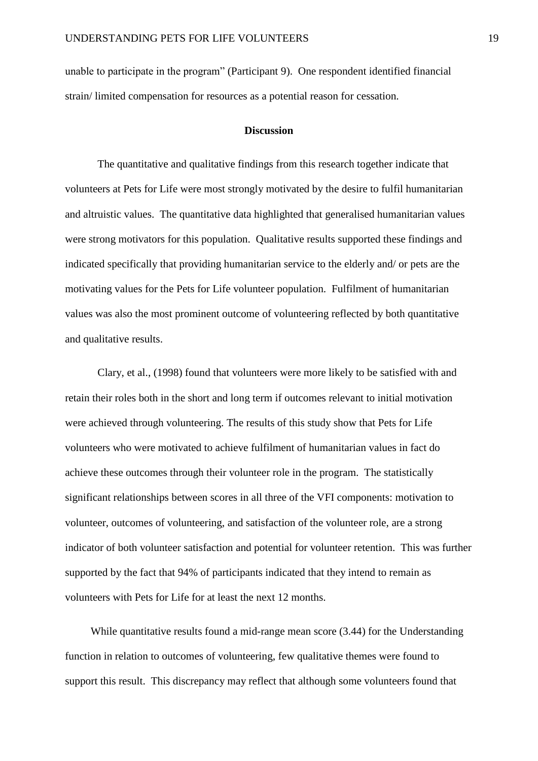unable to participate in the program" (Participant 9). One respondent identified financial strain/ limited compensation for resources as a potential reason for cessation.

## Discussion

The quantitative and qualitative findings from this research together indicate that volunteers at Pets for Life were most strongly motivated by the desire to fulfil humanitarian and altruistic values. The quantitative data highlighted that generalised humanitarian values were strong motivators for this population. Qualitative results supported these findings and indicated specifically that providing humanitarian service to the elderly and/ or pets are the motivating values for the Pets for Life volunteer population. Fulfilment of humanitarian values was also the most prominent outcome of volunteering reflected by both quantitative and qualitative results.

Clary, et al., (1998) found that volunteers were more likely to be satisfied with and retain their roles both in the short and long term if outcomes relevant to initial motivation were achieved through volunteering. The results of this study show that Pets for Life volunteers who were motivated to achieve fulfilment of humanitarian values in fact do achieve these outcomes through their volunteer role in the program. The statistically significant relationships between scores in all three of the VFI components: motivation to volunteer, outcomes of volunteering, and satisfaction of the volunteer role, are a strong indicator of both volunteer satisfaction and potential for volunteer retention. This was further supported by the fact that 94% of participants indicated that they intend to remain as volunteers with Pets for Life for at least the next 12 months.

While quantitative results found a mid-range mean score (3.44) for the Understanding function in relation to outcomes of volunteering, few qualitative themes were found to support this result. This discrepancy may reflect that although some volunteers found that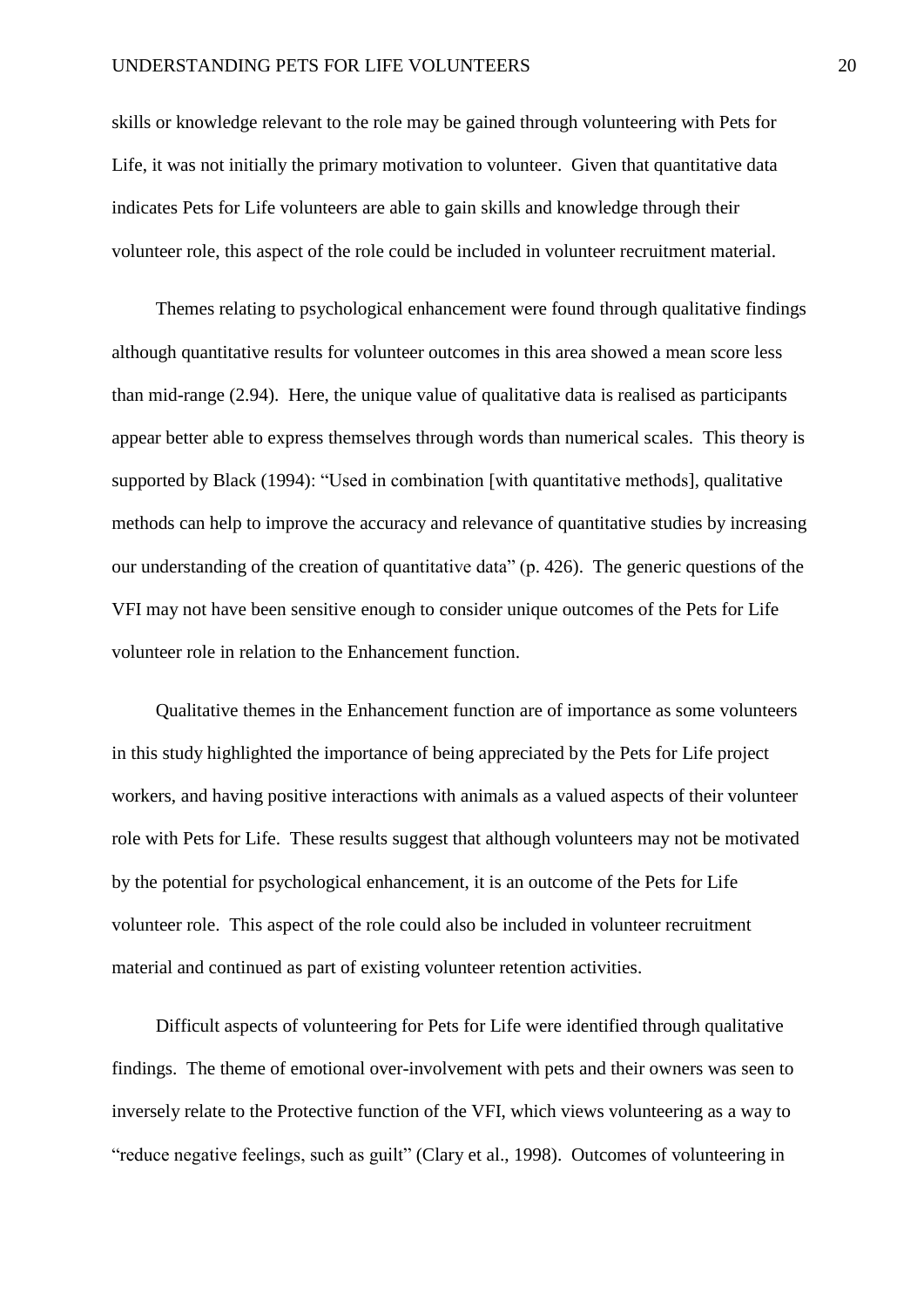skills or knowledge relevant to the role may be gained through volunteering with Pets for Life, it was not initially the primary motivation to volunteer. Given that quantitative data indicates Pets for Life volunteers are able to gain skills and knowledge through their volunteer role, this aspect of the role could be included in volunteer recruitment material.

Themes relating to psychological enhancement were found through qualitative findings although quantitative results for volunteer outcomes in this area showed a mean score less than mid-range (2.94). Here, the unique value of qualitative data is realised as participants appear better able to express themselves through words than numerical scales. This theory is supported by Black (1994): "Used in combination [with quantitative methods], qualitative methods can help to improve the accuracy and relevance of quantitative studies by increasing our understanding of the creation of quantitative data" (p. 426). The generic questions of the VFI may not have been sensitive enough to consider unique outcomes of the Pets for Life volunteer role in relation to the Enhancement function.

Qualitative themes in the Enhancement function are of importance as some volunteers in this study highlighted the importance of being appreciated by the Pets for Life project workers, and having positive interactions with animals as a valued aspects of their volunteer role with Pets for Life. These results suggest that although volunteers may not be motivated by the potential for psychological enhancement, it is an outcome of the Pets for Life volunteer role. This aspect of the role could also be included in volunteer recruitment material and continued as part of existing volunteer retention activities.

Difficult aspects of volunteering for Pets for Life were identified through qualitative findings. The theme of emotional over-involvement with pets and their owners was seen to inversely relate to the Protective function of the VFI, which views volunteering as a way to "reduce negative feelings, such as guilt" (Clary et al., 1998). Outcomes of volunteering in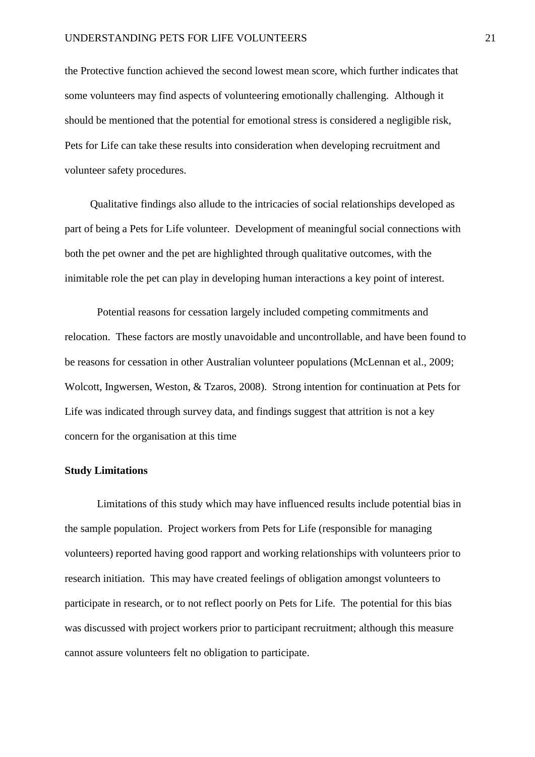the Protective function achieved the second lowest mean score, which further indicates that some volunteers may find aspects of volunteering emotionally challenging. Although it should be mentioned that the potential for emotional stress is considered a negligible risk, Pets for Life can take these results into consideration when developing recruitment and volunteer safety procedures.

Qualitative findings also allude to the intricacies of social relationships developed as part of being a Pets for Life volunteer. Development of meaningful social connections with both the pet owner and the pet are highlighted through qualitative outcomes, with the inimitable role the pet can play in developing human interactions a key point of interest.

Potential reasons for cessation largely included competing commitments and relocation. These factors are mostly unavoidable and uncontrollable, and have been found to be reasons for cessation in other Australian volunteer populations (McLennan et al., 2009; Wolcott, Ingwersen, Weston, & Tzaros, 2008). Strong intention for continuation at Pets for Life was indicated through survey data, and findings suggest that attrition is not a key concern for the organisation at this time

**Study Limitations**

Limitations of this study which may have influenced results include potential bias in the sample population. Project workers from Pets for Life (responsible for managing volunteers) reported having good rapport and working relationships with volunteers prior to research initiation. This may have created feelings of obligation amongst volunteers to participate in research, or to not reflect poorly on Pets for Life. The potential for this bias was discussed with project workers prior to participant recruitment; although this measure cannot assure volunteers felt no obligation to participate.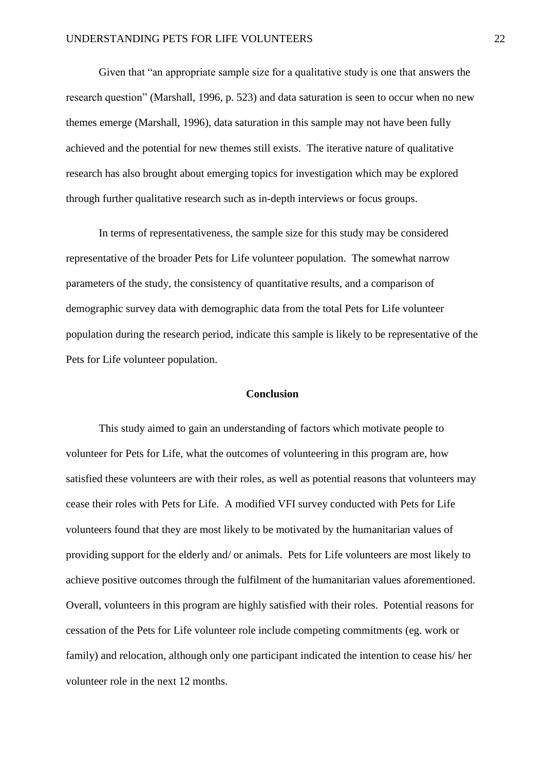Given that "an appropriate sample size for a qualitative study is one that answers the research question" (Marshall, 1996, p. 523) and data saturation is seen to occur when no new themes emerge (Marshall, 1996), data saturation in this sample may not have been fully achieved and the potential for new themes still exists. The iterative nature of qualitative research has also brought about emerging topics for investigation which may be explored through further qualitative research such as in-depth interviews or focus groups.

In terms of representativeness, the sample size for this study may be considered representative of the broader Pets for Life volunteer population. The somewhat narrow parameters of the study, the consistency of quantitative results, and a comparison of demographic survey data with demographic data from the total Pets for Life volunteer population during the research period, indicate this sample is likely to be representative of the Pets for Life volunteer population.

## Conclusion

This study aimed to gain an understanding of factors which motivate people to volunteer for Pets for Life, what the outcomes of volunteering in this program are, how satisfied these volunteers are with their roles, as well as potential reasons that volunteers may cease their roles with Pets for Life. A modified VFI survey conducted with Pets for Life volunteers found that they are most likely to be motivated by the humanitarian values of providing support for the elderly and/ or animals. Pets for Life volunteers are most likely to achieve positive outcomes through the fulfilment of the humanitarian values aforementioned. Overall, volunteers in this program are highly satisfied with their roles. Potential reasons for cessation of the Pets for Life volunteer role include competing commitments (eg. work or family) and relocation, although only one participant indicated the intention to cease his/ her volunteer role in the next 12 months.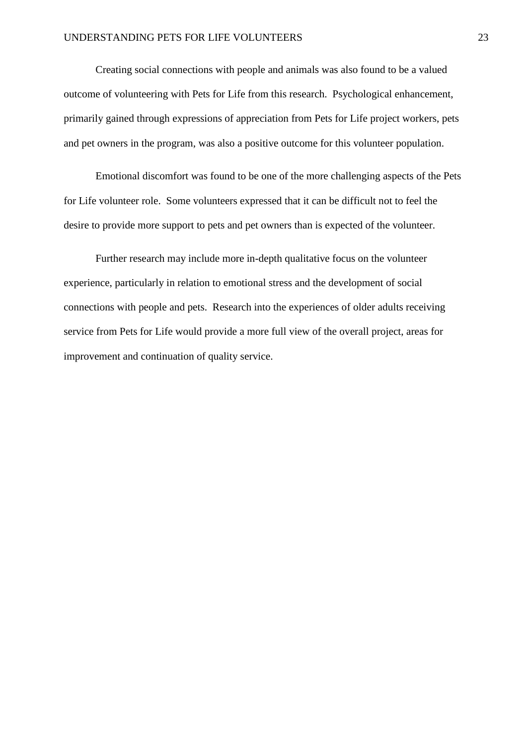Creating social connections with people and animals was also found to be a valued outcome of volunteering with Pets for Life from this research. Psychological enhancement, primarily gained through expressions of appreciation from Pets for Life project workers, pets and pet owners in the program, was also a positive outcome for this volunteer population.

Emotional discomfort was found to be one of the more challenging aspects of the Pets for Life volunteer role. Some volunteers expressed that it can be difficult not to feel the desire to provide more support to pets and pet owners than is expected of the volunteer.

Further research may include more in-depth qualitative focus on the volunteer experience, particularly in relation to emotional stress and the development of social connections with people and pets. Research into the experiences of older adults receiving service from Pets for Life would provide a more full view of the overall project, areas for improvement and continuation of quality service.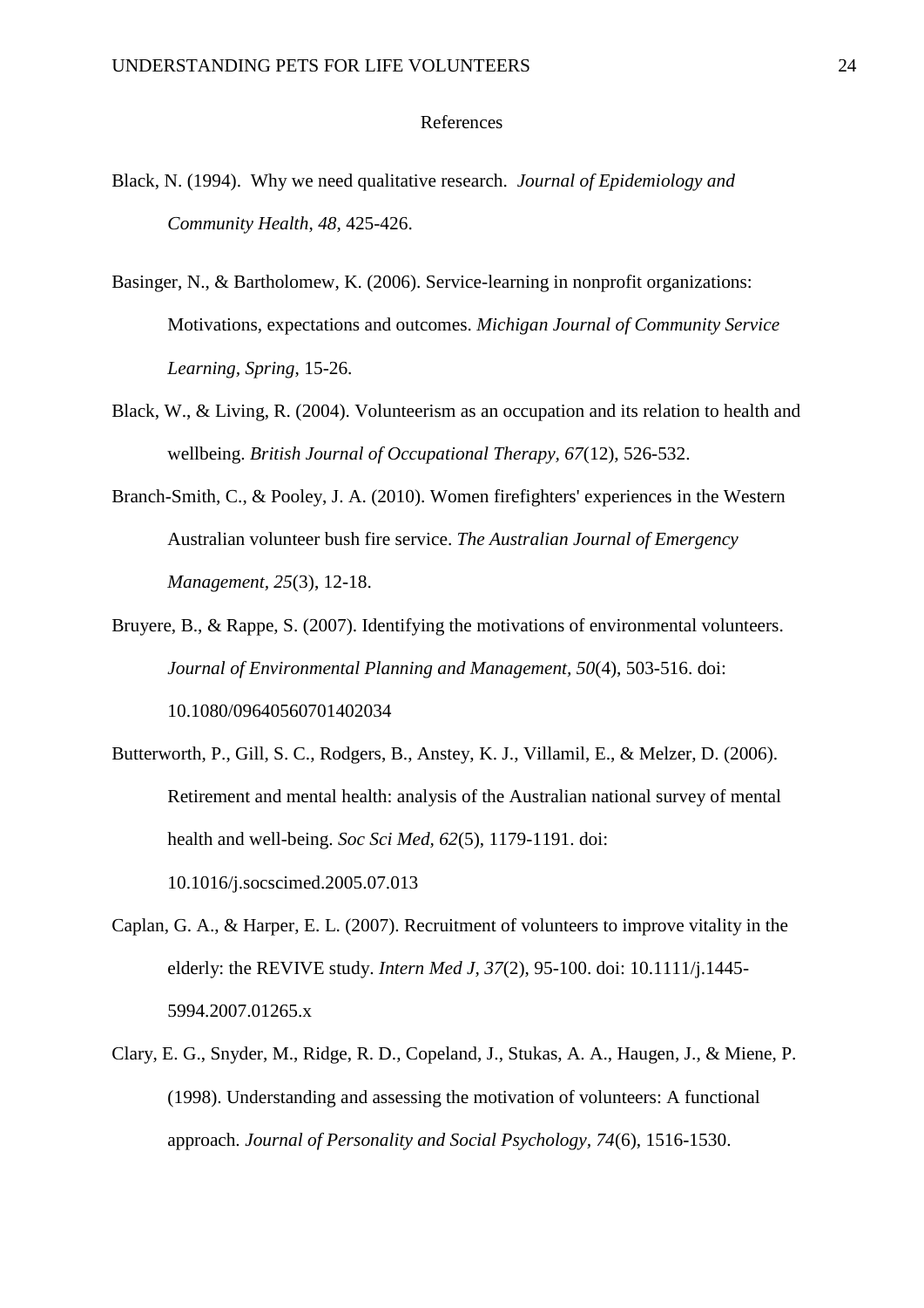# References

Black, N. (1994). Why we need qualitative research. *Journal of Epidemiology and Community Health, 48*, 425-426.

Basinger, N., & Bartholomew, K. (2006). Service-learning in nonprofit organizations: Motivations, expectations and outcomes. *Michigan Journal of Community Service Learning, Spring*, 15-26.

Black, W., & Living, R. (2004). Volunteerism as an occupation and its relation to health and wellbeing. *British Journal of Occupational Therapy, 67*(12), 526-532.

Branch-Smith, C., & Pooley, J. A. (2010). Women firefighters' experiences in the Western Australian volunteer bush fire service. *The Australian Journal of Emergency Management, 25*(3), 12-18.

Bruyere, B., & Rappe, S. (2007). Identifying the motivations of environmental volunteers. *Journal of Environmental Planning and Management, 50*(4), 503-516. doi: 10.1080/09640560701402034

Butterworth, P., Gill, S. C., Rodgers, B., Anstey, K. J., Villamil, E., & Melzer, D. (2006). Retirement and mental health: analysis of the Australian national survey of mental health and well-being. *Soc Sci Med, 62*(5), 1179-1191. doi: 10.1016/j.socscimed.2005.07.013

Caplan, G. A., & Harper, E. L. (2007). Recruitment of volunteers to improve vitality in the elderly: the REVIVE study. *Intern Med J, 37*(2), 95-100. doi: 10.1111/j.1445-5994.2007.01265.x

Clary, E. G., Snyder, M., Ridge, R. D., Copeland, J., Stukas, A. A., Haugen, J., & Miene, P. (1998). Understanding and assessing the motivation of volunteers: A functional approach. *Journal of Personality and Social Psychology, 74*(6), 1516-1530.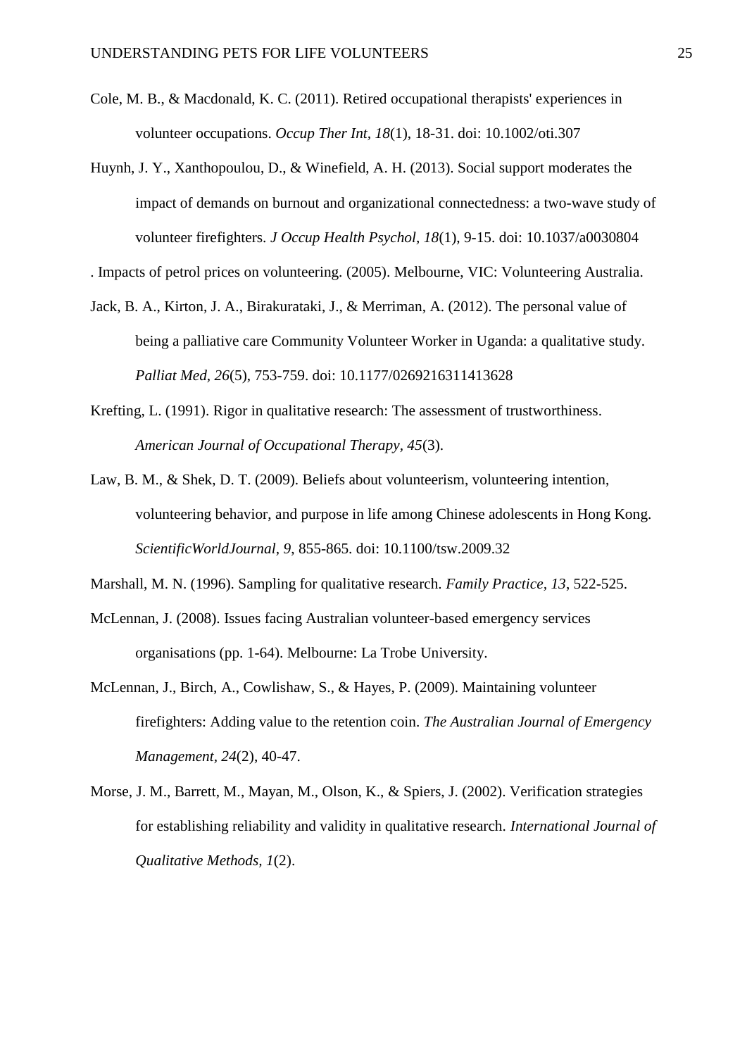Cole, M. B., & Macdonald, K. C. (2011). Retired occupational therapists' experiences in volunteer occupations. *Occup Ther Int, 18*(1), 18-31. doi: 10.1002/oti.307

Huynh, J. Y., Xanthopoulou, D., & Winefield, A. H. (2013). Social support moderates the impact of demands on burnout and organizational connectedness: a two-wave study of volunteer firefighters. *J Occup Health Psychol, 18*(1), 9-15. doi: 10.1037/a0030804

. Impacts of petrol prices on volunteering. (2005). Melbourne, VIC: Volunteering Australia.

Jack, B. A., Kirton, J. A., Birakurataki, J., & Merriman, A. (2012). The personal value of being a palliative care Community Volunteer Worker in Uganda: a qualitative study. *Palliat Med, 26*(5), 753-759. doi: 10.1177/0269216311413628

Krefting, L. (1991). Rigor in qualitative research: The assessment of trustworthiness. *American Journal of Occupational Therapy, 45*(3).

Law, B. M., & Shek, D. T. (2009). Beliefs about volunteerism, volunteering intention, volunteering behavior, and purpose in life among Chinese adolescents in Hong Kong. *ScientificWorldJournal, 9*, 855-865. doi: 10.1100/tsw.2009.32

Marshall, M. N. (1996). Sampling for qualitative research. *Family Practice, 13*, 522-525.

McLennan, J. (2008). Issues facing Australian volunteer-based emergency services organisations (pp. 1-64). Melbourne: La Trobe University.

McLennan, J., Birch, A., Cowlishaw, S., & Hayes, P. (2009). Maintaining volunteer firefighters: Adding value to the retention coin. *The Australian Journal of Emergency Management, 24*(2), 40-47.

Morse, J. M., Barrett, M., Mayan, M., Olson, K., & Spiers, J. (2002). Verification strategies for establishing reliability and validity in qualitative research. *International Journal of Qualitative Methods, 1*(2).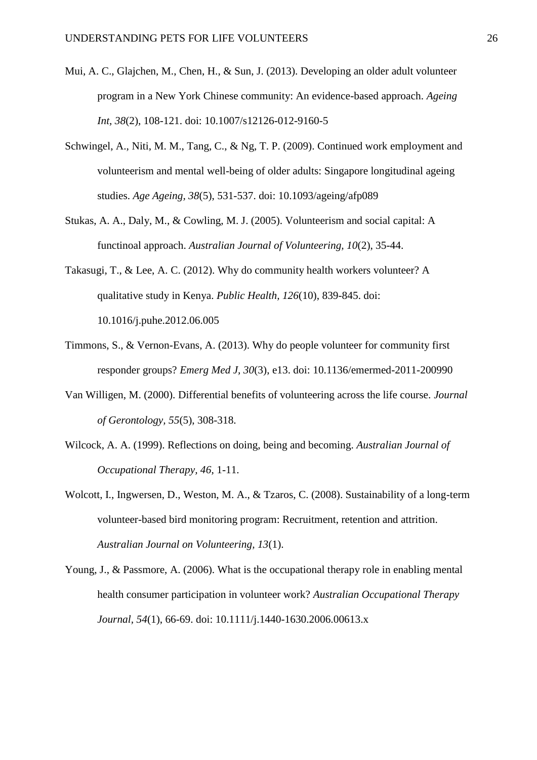Mui, A. C., Glajchen, M., Chen, H., & Sun, J. (2013). Developing an older adult volunteer program in a New York Chinese community: An evidence-based approach. *Ageing Int, 38*(2), 108-121. doi: 10.1007/s12126-012-9160-5

Schwingel, A., Niti, M. M., Tang, C., & Ng, T. P. (2009). Continued work employment and volunteerism and mental well-being of older adults: Singapore longitudinal ageing studies. *Age Ageing, 38*(5), 531-537. doi: 10.1093/ageing/afp089

Stukas, A. A., Daly, M., & Cowling, M. J. (2005). Volunteerism and social capital: A functinoal approach. *Australian Journal of Volunteering, 10*(2), 35-44.

Takasugi, T., & Lee, A. C. (2012). Why do community health workers volunteer? A qualitative study in Kenya. *Public Health, 126*(10), 839-845. doi: 10.1016/j.puhe.2012.06.005

Timmons, S., & Vernon-Evans, A. (2013). Why do people volunteer for community first responder groups? *Emerg Med J, 30*(3), e13. doi: 10.1136/emermed-2011-200990

Van Willigen, M. (2000). Differential benefits of volunteering across the life course. *Journal of Gerontology, 55*(5), 308-318.

Wilcock, A. A. (1999). Reflections on doing, being and becoming. *Australian Journal of Occupational Therapy, 46*, 1-11.

Wolcott, I., Ingwersen, D., Weston, M. A., & Tzaros, C. (2008). Sustainability of a long-term volunteer-based bird monitoring program: Recruitment, retention and attrition. *Australian Journal on Volunteering, 13*(1).

Young, J., & Passmore, A. (2006). What is the occupational therapy role in enabling mental health consumer participation in volunteer work? *Australian Occupational Therapy Journal, 54*(1), 66-69. doi: 10.1111/j.1440-1630.2006.00613.x